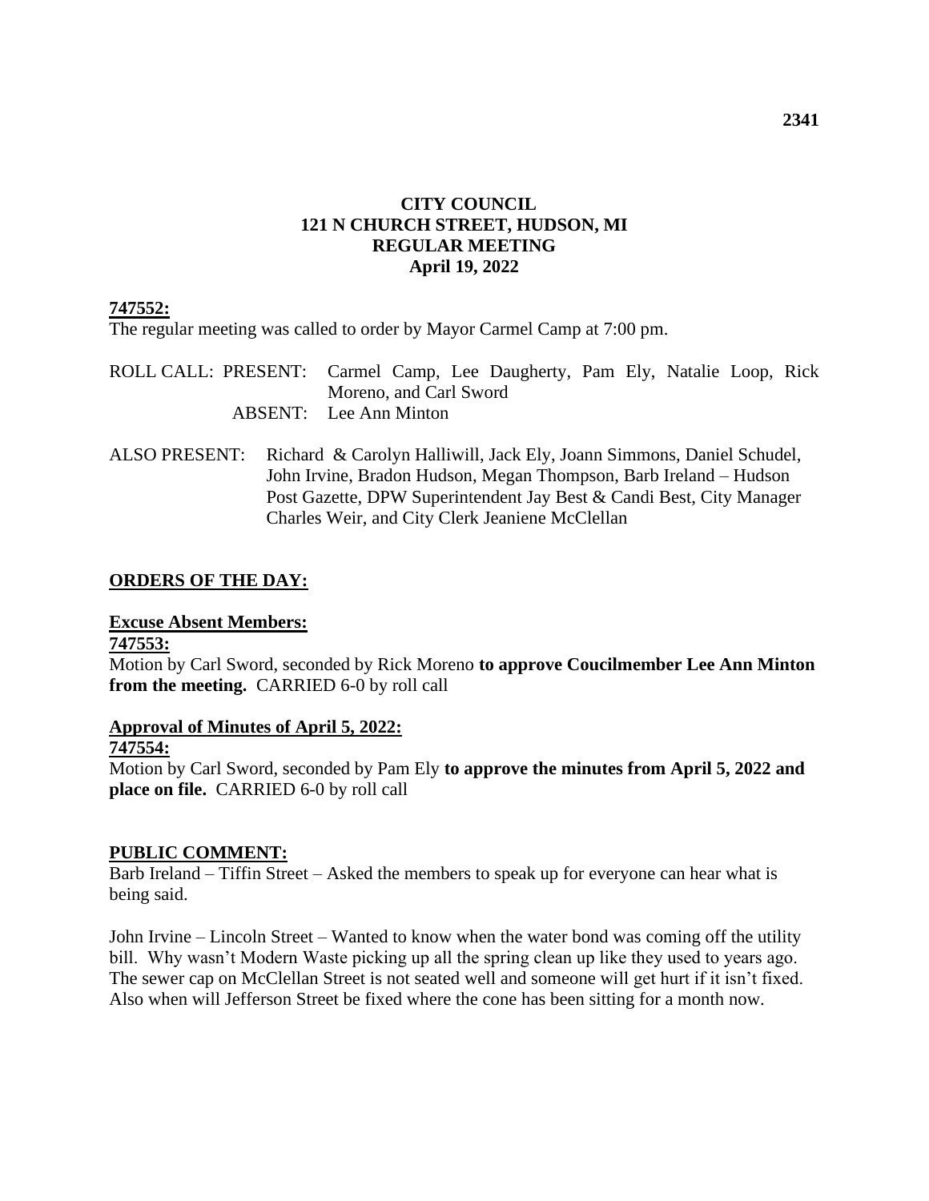# CITY COUNCIL
# 121 N CHURCH STREET, HUDSON, MI
# REGULAR MEETING
# April 19, 2022

**747552:**

The regular meeting was called to order by Mayor Carmel Camp at 7:00 pm.

ROLL CALL: PRESENT: Carmel Camp, Lee Daugherty, Pam Ely, Natalie Loop, Rick Moreno, and Carl Sword

ABSENT: Lee Ann Minton

ALSO PRESENT: Richard & Carolyn Halliwill, Jack Ely, Joann Simmons, Daniel Schudel, John Irvine, Bradon Hudson, Megan Thompson, Barb Ireland – Hudson Post Gazette, DPW Superintendent Jay Best & Candi Best, City Manager Charles Weir, and City Clerk Jeaniene McClellan

## ORDERS OF THE DAY:

### Excuse Absent Members:

**747553:**

Motion by Carl Sword, seconded by Rick Moreno **to approve Coucilmember Lee Ann Minton from the meeting.** CARRIED 6-0 by roll call

### Approval of Minutes of April 5, 2022:

**747554:**

Motion by Carl Sword, seconded by Pam Ely **to approve the minutes from April 5, 2022 and place on file.** CARRIED 6-0 by roll call

## PUBLIC COMMENT:

Barb Ireland – Tiffin Street – Asked the members to speak up for everyone can hear what is being said.

John Irvine – Lincoln Street – Wanted to know when the water bond was coming off the utility bill. Why wasn't Modern Waste picking up all the spring clean up like they used to years ago. The sewer cap on McClellan Street is not seated well and someone will get hurt if it isn't fixed. Also when will Jefferson Street be fixed where the cone has been sitting for a month now.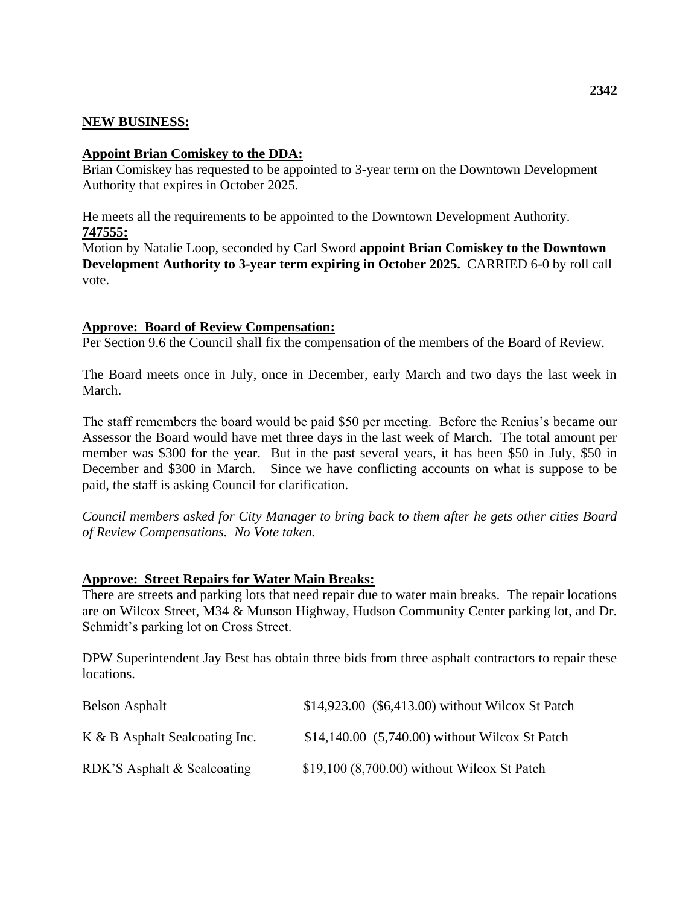## NEW BUSINESS:

**Appoint Brian Comiskey to the DDA:**
Brian Comiskey has requested to be appointed to 3-year term on the Downtown Development Authority that expires in October 2025.

He meets all the requirements to be appointed to the Downtown Development Authority.
**747555:**
Motion by Natalie Loop, seconded by Carl Sword **appoint Brian Comiskey to the Downtown Development Authority to 3-year term expiring in October 2025.** CARRIED 6-0 by roll call vote.

**Approve: Board of Review Compensation:**
Per Section 9.6 the Council shall fix the compensation of the members of the Board of Review.

The Board meets once in July, once in December, early March and two days the last week in March.

The staff remembers the board would be paid $50 per meeting. Before the Renius's became our Assessor the Board would have met three days in the last week of March. The total amount per member was $300 for the year. But in the past several years, it has been $50 in July, $50 in December and $300 in March. Since we have conflicting accounts on what is suppose to be paid, the staff is asking Council for clarification.

*Council members asked for City Manager to bring back to them after he gets other cities Board of Review Compensations. No Vote taken.*

**Approve: Street Repairs for Water Main Breaks:**
There are streets and parking lots that need repair due to water main breaks. The repair locations are on Wilcox Street, M34 & Munson Highway, Hudson Community Center parking lot, and Dr. Schmidt's parking lot on Cross Street.

DPW Superintendent Jay Best has obtain three bids from three asphalt contractors to repair these locations.

| | |
|---|---|
| Belson Asphalt | $14,923.00 ($6,413.00) without Wilcox St Patch |
| K & B Asphalt Sealcoating Inc. | $14,140.00 (5,740.00) without Wilcox St Patch |
| RDK'S Asphalt & Sealcoating | $19,100 (8,700.00) without Wilcox St Patch |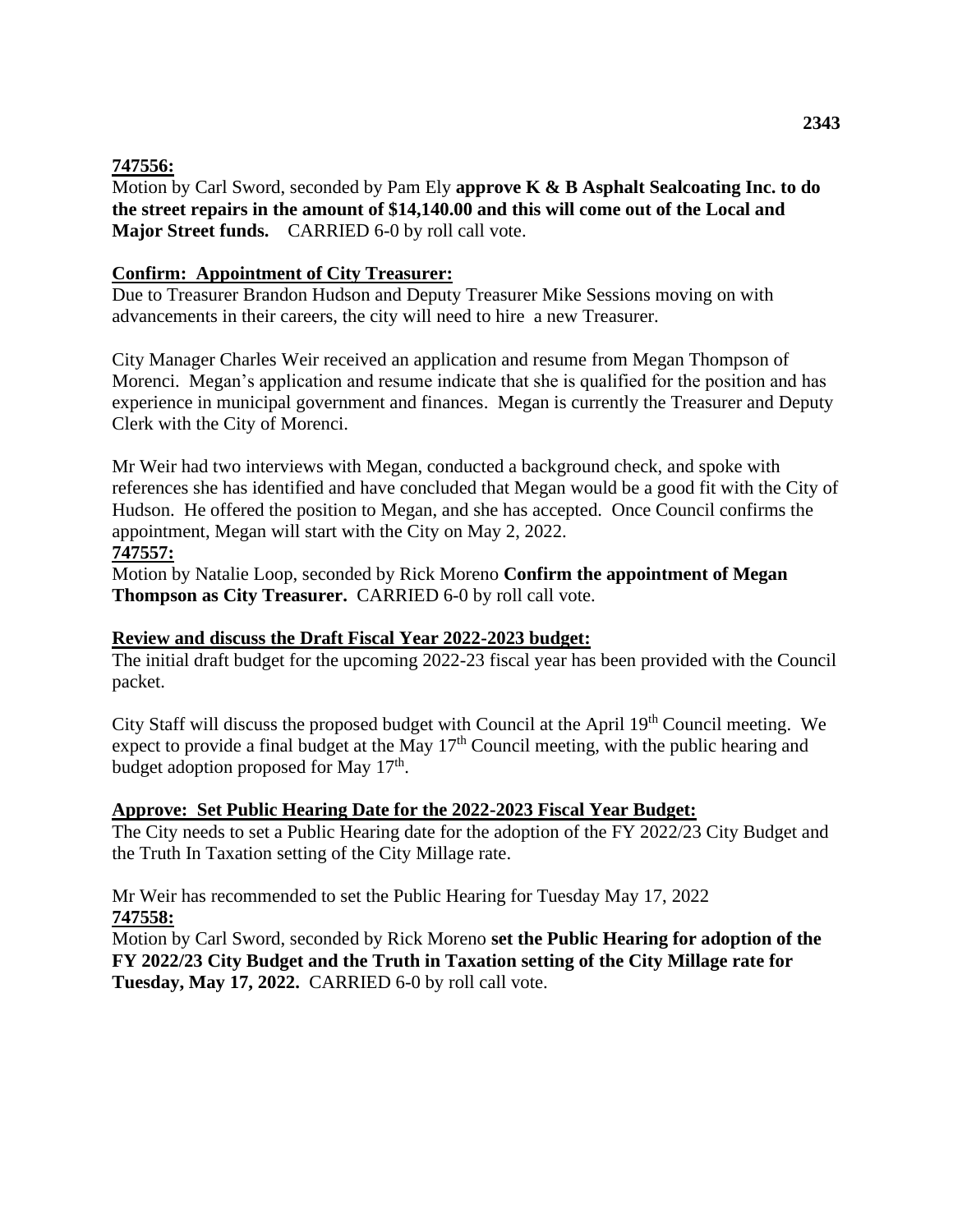**747556:**

Motion by Carl Sword, seconded by Pam Ely **approve K & B Asphalt Sealcoating Inc. to do the street repairs in the amount of $14,140.00 and this will come out of the Local and Major Street funds.** CARRIED 6-0 by roll call vote.

**Confirm: Appointment of City Treasurer:**

Due to Treasurer Brandon Hudson and Deputy Treasurer Mike Sessions moving on with advancements in their careers, the city will need to hire a new Treasurer.

City Manager Charles Weir received an application and resume from Megan Thompson of Morenci. Megan's application and resume indicate that she is qualified for the position and has experience in municipal government and finances. Megan is currently the Treasurer and Deputy Clerk with the City of Morenci.

Mr Weir had two interviews with Megan, conducted a background check, and spoke with references she has identified and have concluded that Megan would be a good fit with the City of Hudson. He offered the position to Megan, and she has accepted. Once Council confirms the appointment, Megan will start with the City on May 2, 2022.

**747557:**

Motion by Natalie Loop, seconded by Rick Moreno **Confirm the appointment of Megan Thompson as City Treasurer.** CARRIED 6-0 by roll call vote.

**Review and discuss the Draft Fiscal Year 2022-2023 budget:**

The initial draft budget for the upcoming 2022-23 fiscal year has been provided with the Council packet.

City Staff will discuss the proposed budget with Council at the April 19th Council meeting. We expect to provide a final budget at the May 17th Council meeting, with the public hearing and budget adoption proposed for May 17th.

**Approve: Set Public Hearing Date for the 2022-2023 Fiscal Year Budget:**

The City needs to set a Public Hearing date for the adoption of the FY 2022/23 City Budget and the Truth In Taxation setting of the City Millage rate.

Mr Weir has recommended to set the Public Hearing for Tuesday May 17, 2022

**747558:**

Motion by Carl Sword, seconded by Rick Moreno **set the Public Hearing for adoption of the FY 2022/23 City Budget and the Truth in Taxation setting of the City Millage rate for Tuesday, May 17, 2022.** CARRIED 6-0 by roll call vote.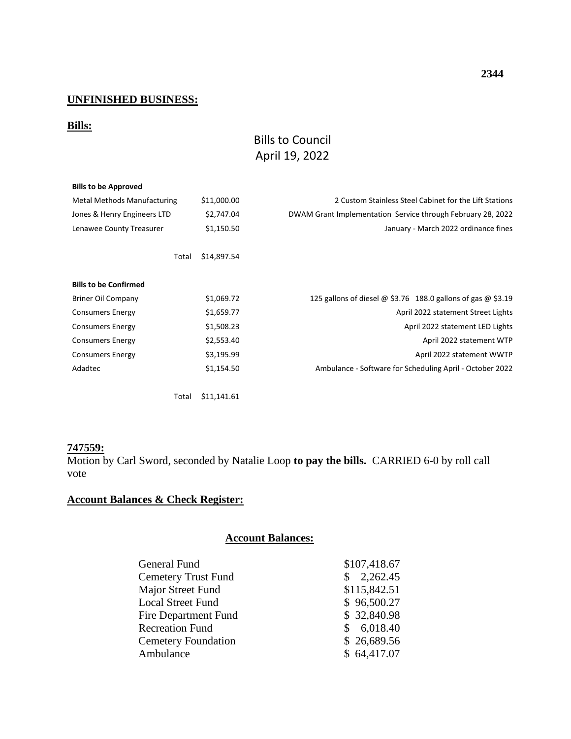## UNFINISHED BUSINESS:

### Bills:

Bills to Council
April 19, 2022

| Bills to be Approved | | |
|---|---|---|
| Metal Methods Manufacturing | $11,000.00 | 2 Custom Stainless Steel Cabinet for the Lift Stations |
| Jones & Henry Engineers LTD | $2,747.04 | DWAM Grant Implementation Service through February 28, 2022 |
| Lenawee County Treasurer | $1,150.50 | January - March 2022 ordinance fines |
| Total | $14,897.54 | |

| Bills to be Confirmed | | |
|---|---|---|
| Briner Oil Company | $1,069.72 | 125 gallons of diesel @ $3.76 188.0 gallons of gas @ $3.19 |
| Consumers Energy | $1,659.77 | April 2022 statement Street Lights |
| Consumers Energy | $1,508.23 | April 2022 statement LED Lights |
| Consumers Energy | $2,553.40 | April 2022 statement WTP |
| Consumers Energy | $3,195.99 | April 2022 statement WWTP |
| Adadtec | $1,154.50 | Ambulance - Software for Scheduling April - October 2022 |
| Total | $11,141.61 | |

### 747559:

Motion by Carl Sword, seconded by Natalie Loop **to pay the bills.** CARRIED 6-0 by roll call vote

### Account Balances & Check Register:

#### Account Balances:

| | |
|---|---|
| General Fund | $107,418.67 |
| Cemetery Trust Fund | $ 2,262.45 |
| Major Street Fund | $115,842.51 |
| Local Street Fund | $ 96,500.27 |
| Fire Department Fund | $ 32,840.98 |
| Recreation Fund | $ 6,018.40 |
| Cemetery Foundation | $ 26,689.56 |
| Ambulance | $ 64,417.07 |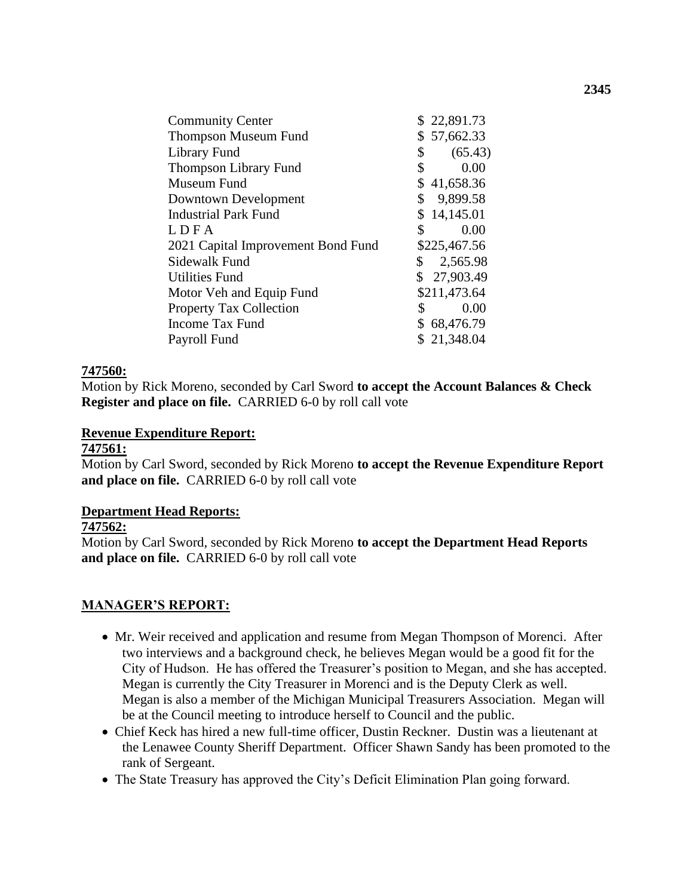| | |
|---|---|
| Community Center | $ 22,891.73 |
| Thompson Museum Fund | $ 57,662.33 |
| Library Fund | $ (65.43) |
| Thompson Library Fund | $ 0.00 |
| Museum Fund | $ 41,658.36 |
| Downtown Development | $ 9,899.58 |
| Industrial Park Fund | $ 14,145.01 |
| L D F A | $ 0.00 |
| 2021 Capital Improvement Bond Fund | $225,467.56 |
| Sidewalk Fund | $ 2,565.98 |
| Utilities Fund | $ 27,903.49 |
| Motor Veh and Equip Fund | $211,473.64 |
| Property Tax Collection | $ 0.00 |
| Income Tax Fund | $ 68,476.79 |
| Payroll Fund | $ 21,348.04 |

**747560:**
Motion by Rick Moreno, seconded by Carl Sword **to accept the Account Balances & Check Register and place on file.** CARRIED 6-0 by roll call vote

**Revenue Expenditure Report:**
**747561:**
Motion by Carl Sword, seconded by Rick Moreno **to accept the Revenue Expenditure Report and place on file.** CARRIED 6-0 by roll call vote

**Department Head Reports:**
**747562:**
Motion by Carl Sword, seconded by Rick Moreno **to accept the Department Head Reports and place on file.** CARRIED 6-0 by roll call vote

**MANAGER'S REPORT:**

- Mr. Weir received and application and resume from Megan Thompson of Morenci. After two interviews and a background check, he believes Megan would be a good fit for the City of Hudson. He has offered the Treasurer's position to Megan, and she has accepted. Megan is currently the City Treasurer in Morenci and is the Deputy Clerk as well. Megan is also a member of the Michigan Municipal Treasurers Association. Megan will be at the Council meeting to introduce herself to Council and the public.
- Chief Keck has hired a new full-time officer, Dustin Reckner. Dustin was a lieutenant at the Lenawee County Sheriff Department. Officer Shawn Sandy has been promoted to the rank of Sergeant.
- The State Treasury has approved the City's Deficit Elimination Plan going forward.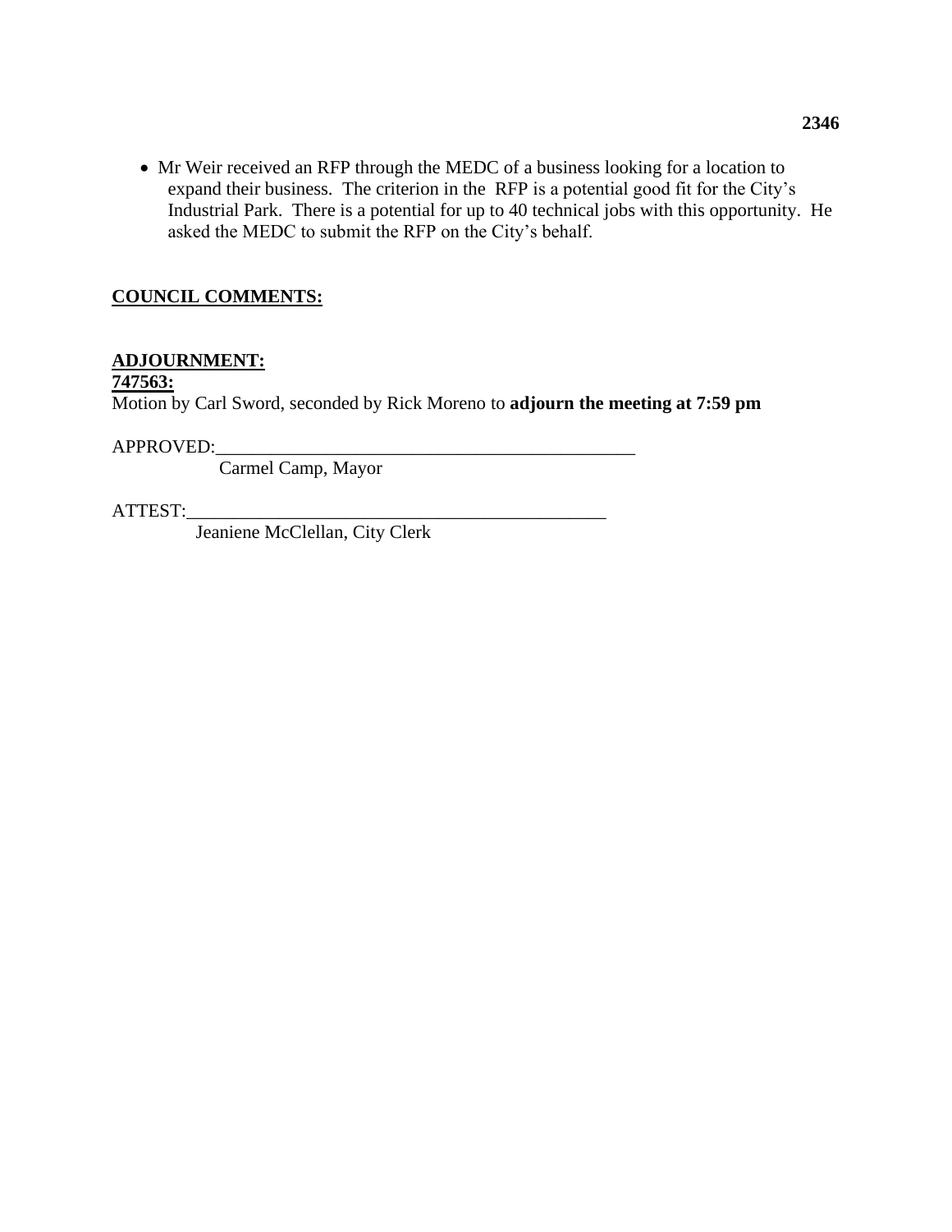- Mr Weir received an RFP through the MEDC of a business looking for a location to expand their business. The criterion in the RFP is a potential good fit for the City's Industrial Park. There is a potential for up to 40 technical jobs with this opportunity. He asked the MEDC to submit the RFP on the City's behalf.

**COUNCIL COMMENTS:**

**ADJOURNMENT:**
**747563:**
Motion by Carl Sword, seconded by Rick Moreno to **adjourn the meeting at 7:59 pm**

APPROVED:_______________________________________________
Carmel Camp, Mayor

ATTEST:_______________________________________________
Jeaniene McClellan, City Clerk